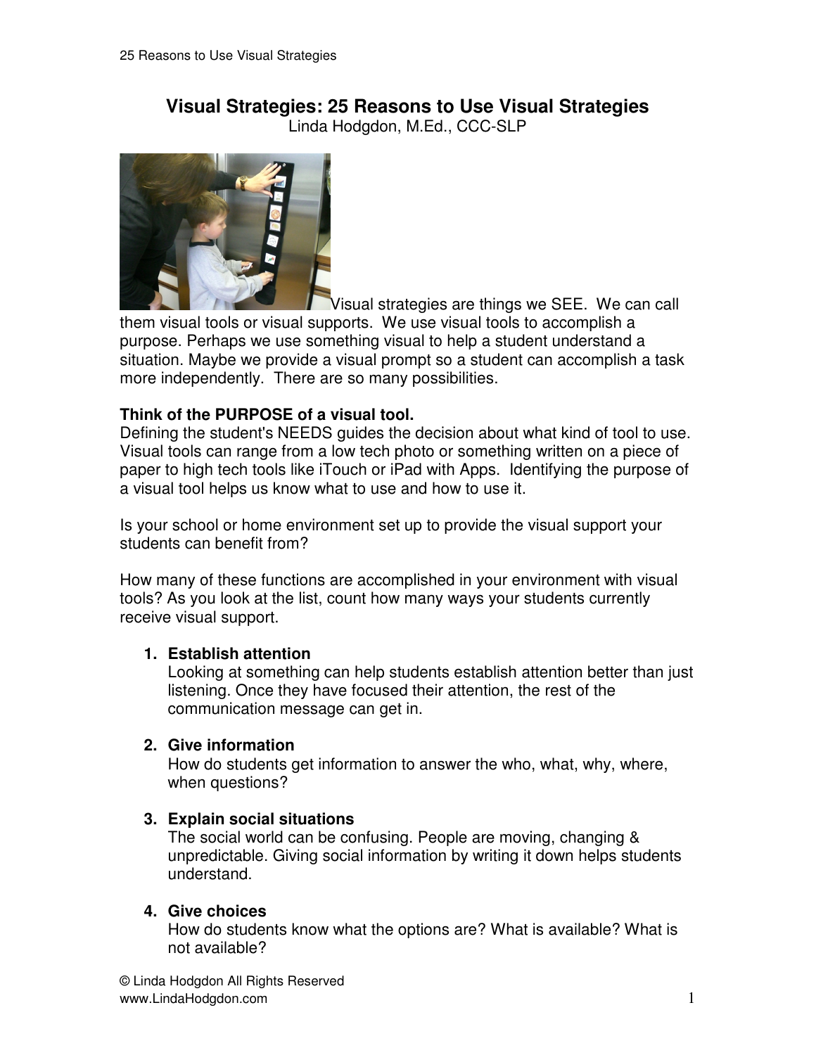# Visual Strategies: 25 Reasons to Use Visual Strategies

Linda Hodgdon, M.Ed., CCC-SLP

Visual strategies are things we SEE. We can call them visual tools or visual supports. We use visual tools to accomplish a purpose. Perhaps we use something visual to help a student understand a situation. Maybe we provide a visual prompt so a student can accomplish a task more independently. There are so many possibilities.

**Think of the PURPOSE of a visual tool.**

Defining the student's NEEDS guides the decision about what kind of tool to use. Visual tools can range from a low tech photo or something written on a piece of paper to high tech tools like iTouch or iPad with Apps. Identifying the purpose of a visual tool helps us know what to use and how to use it.

Is your school or home environment set up to provide the visual support your students can benefit from?

How many of these functions are accomplished in your environment with visual tools? As you look at the list, count how many ways your students currently receive visual support.

1. **Establish attention**
   Looking at something can help students establish attention better than just listening. Once they have focused their attention, the rest of the communication message can get in.

2. **Give information**
   How do students get information to answer the who, what, why, where, when questions?

3. **Explain social situations**
   The social world can be confusing. People are moving, changing & unpredictable. Giving social information by writing it down helps students understand.

4. **Give choices**
   How do students know what the options are? What is available? What is not available?

© Linda Hodgdon All Rights Reserved
www.LindaHodgdon.com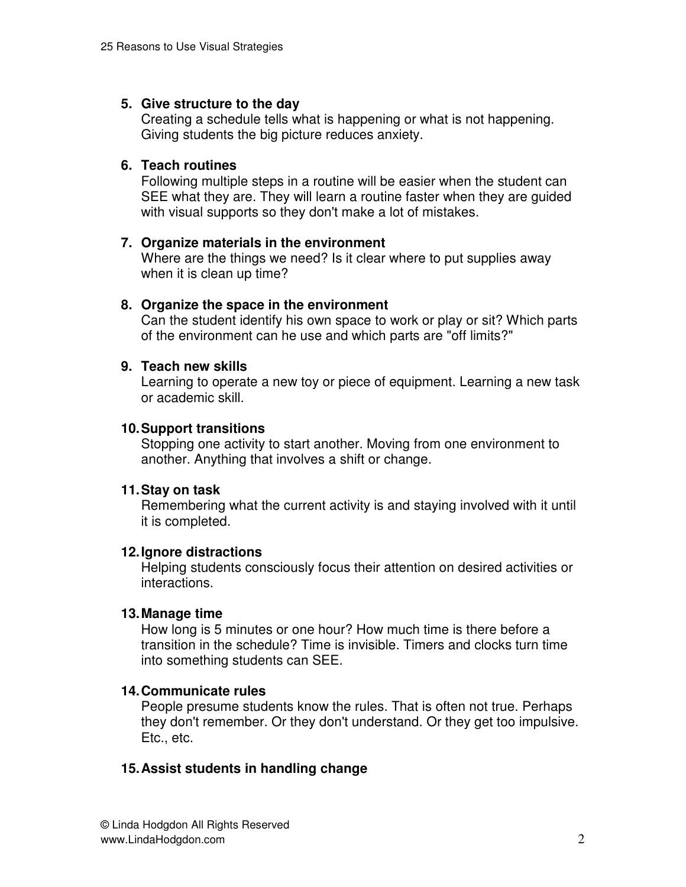5. **Give structure to the day**
   Creating a schedule tells what is happening or what is not happening. Giving students the big picture reduces anxiety.

6. **Teach routines**
   Following multiple steps in a routine will be easier when the student can SEE what they are. They will learn a routine faster when they are guided with visual supports so they don't make a lot of mistakes.

7. **Organize materials in the environment**
   Where are the things we need? Is it clear where to put supplies away when it is clean up time?

8. **Organize the space in the environment**
   Can the student identify his own space to work or play or sit? Which parts of the environment can he use and which parts are "off limits?"

9. **Teach new skills**
   Learning to operate a new toy or piece of equipment. Learning a new task or academic skill.

10. **Support transitions**
    Stopping one activity to start another. Moving from one environment to another. Anything that involves a shift or change.

11. **Stay on task**
    Remembering what the current activity is and staying involved with it until it is completed.

12. **Ignore distractions**
    Helping students consciously focus their attention on desired activities or interactions.

13. **Manage time**
    How long is 5 minutes or one hour? How much time is there before a transition in the schedule? Time is invisible. Timers and clocks turn time into something students can SEE.

14. **Communicate rules**
    People presume students know the rules. That is often not true. Perhaps they don't remember. Or they don't understand. Or they get too impulsive. Etc., etc.

15. **Assist students in handling change**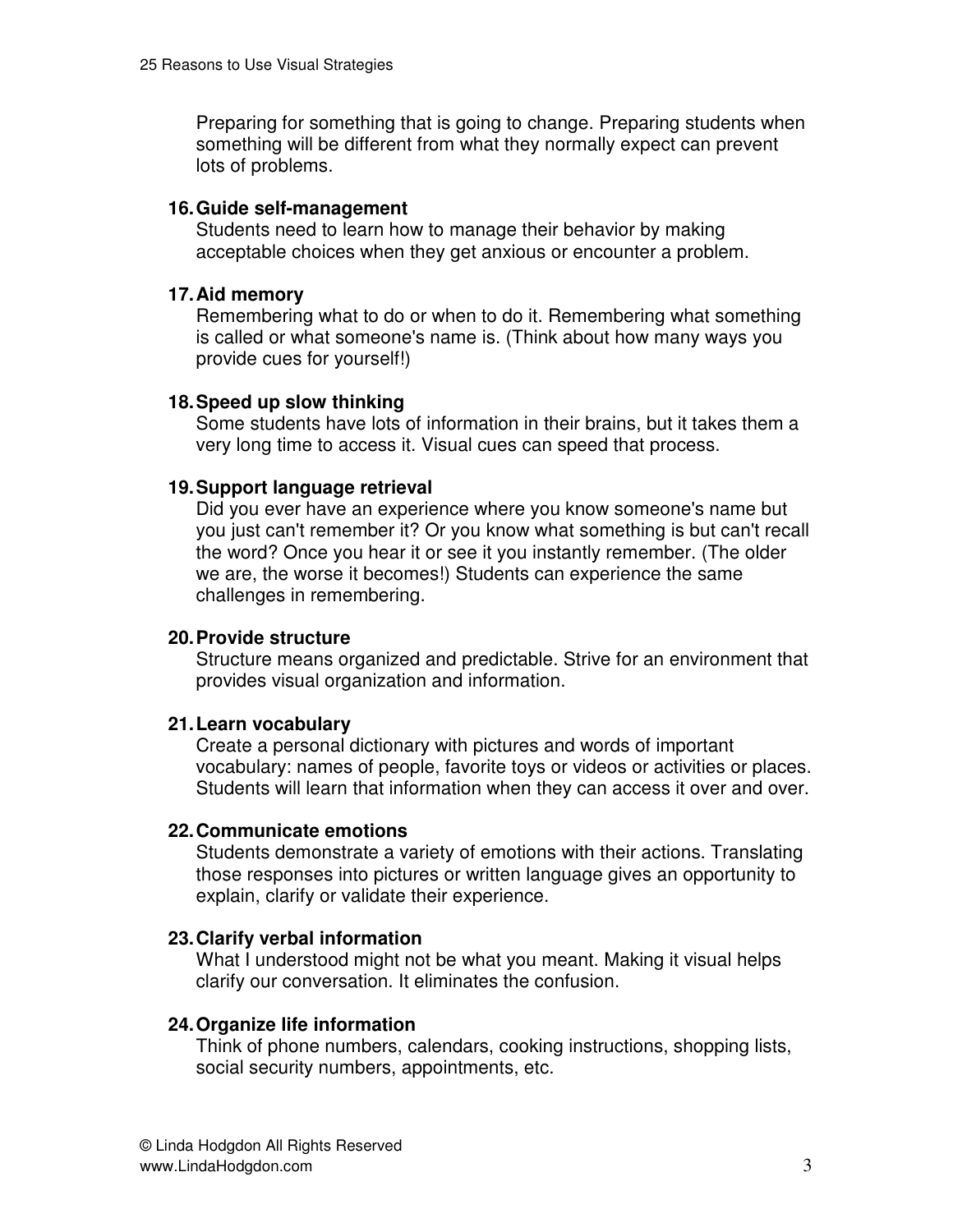Preparing for something that is going to change. Preparing students when something will be different from what they normally expect can prevent lots of problems.

16. **Guide self-management**
    Students need to learn how to manage their behavior by making acceptable choices when they get anxious or encounter a problem.

17. **Aid memory**
    Remembering what to do or when to do it. Remembering what something is called or what someone's name is. (Think about how many ways you provide cues for yourself!)

18. **Speed up slow thinking**
    Some students have lots of information in their brains, but it takes them a very long time to access it. Visual cues can speed that process.

19. **Support language retrieval**
    Did you ever have an experience where you know someone's name but you just can't remember it? Or you know what something is but can't recall the word? Once you hear it or see it you instantly remember. (The older we are, the worse it becomes!) Students can experience the same challenges in remembering.

20. **Provide structure**
    Structure means organized and predictable. Strive for an environment that provides visual organization and information.

21. **Learn vocabulary**
    Create a personal dictionary with pictures and words of important vocabulary: names of people, favorite toys or videos or activities or places. Students will learn that information when they can access it over and over.

22. **Communicate emotions**
    Students demonstrate a variety of emotions with their actions. Translating those responses into pictures or written language gives an opportunity to explain, clarify or validate their experience.

23. **Clarify verbal information**
    What I understood might not be what you meant. Making it visual helps clarify our conversation. It eliminates the confusion.

24. **Organize life information**
    Think of phone numbers, calendars, cooking instructions, shopping lists, social security numbers, appointments, etc.

© Linda Hodgdon All Rights Reserved
www.LindaHodgdon.com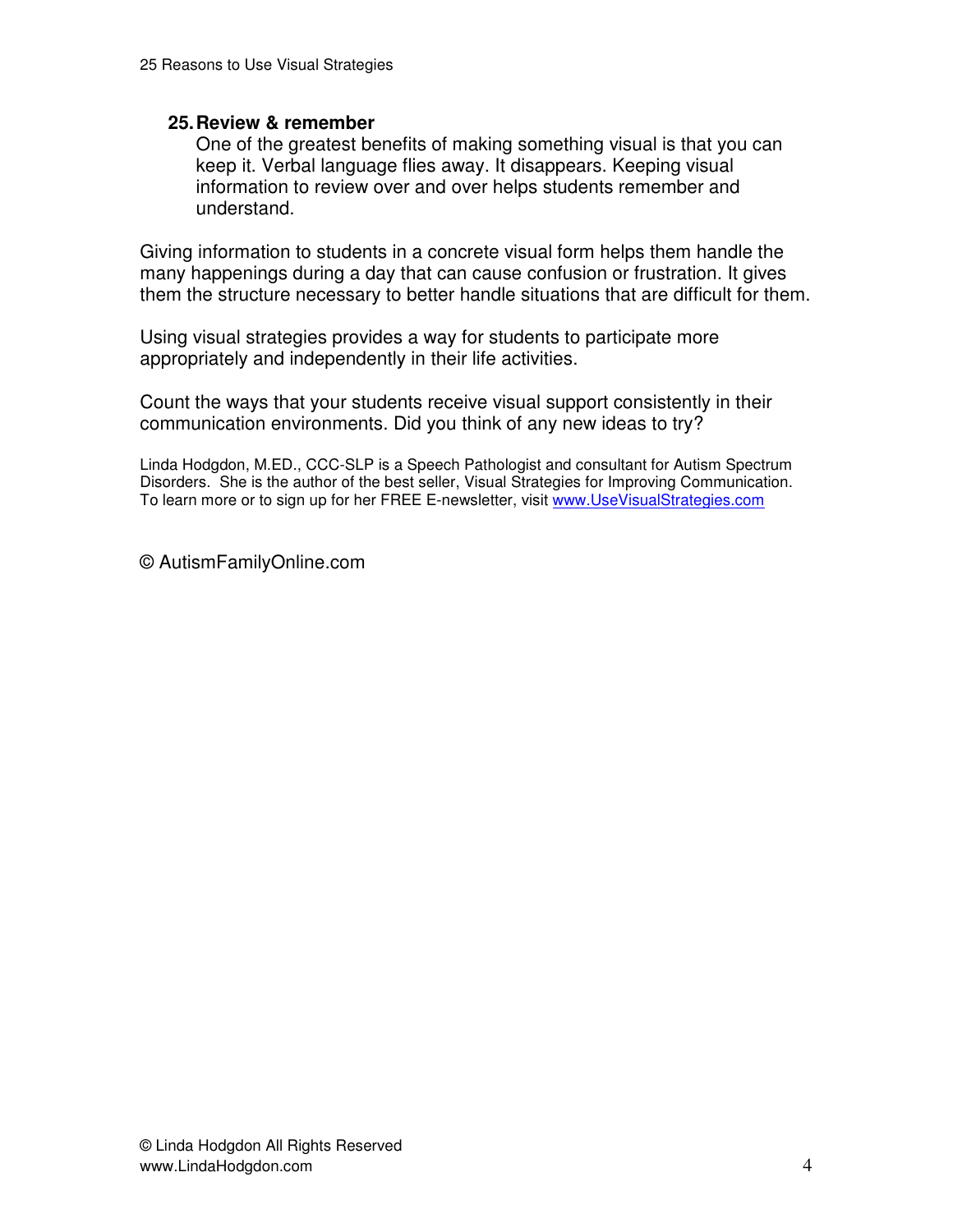**25. Review & remember**

One of the greatest benefits of making something visual is that you can keep it. Verbal language flies away. It disappears. Keeping visual information to review over and over helps students remember and understand.

Giving information to students in a concrete visual form helps them handle the many happenings during a day that can cause confusion or frustration. It gives them the structure necessary to better handle situations that are difficult for them.

Using visual strategies provides a way for students to participate more appropriately and independently in their life activities.

Count the ways that your students receive visual support consistently in their communication environments. Did you think of any new ideas to try?

Linda Hodgdon, M.ED., CCC-SLP is a Speech Pathologist and consultant for Autism Spectrum Disorders. She is the author of the best seller, Visual Strategies for Improving Communication. To learn more or to sign up for her FREE E-newsletter, visit [www.UseVisualStrategies.com](http://www.UseVisualStrategies.com)

© AutismFamilyOnline.com

© Linda Hodgdon All Rights Reserved
www.LindaHodgdon.com